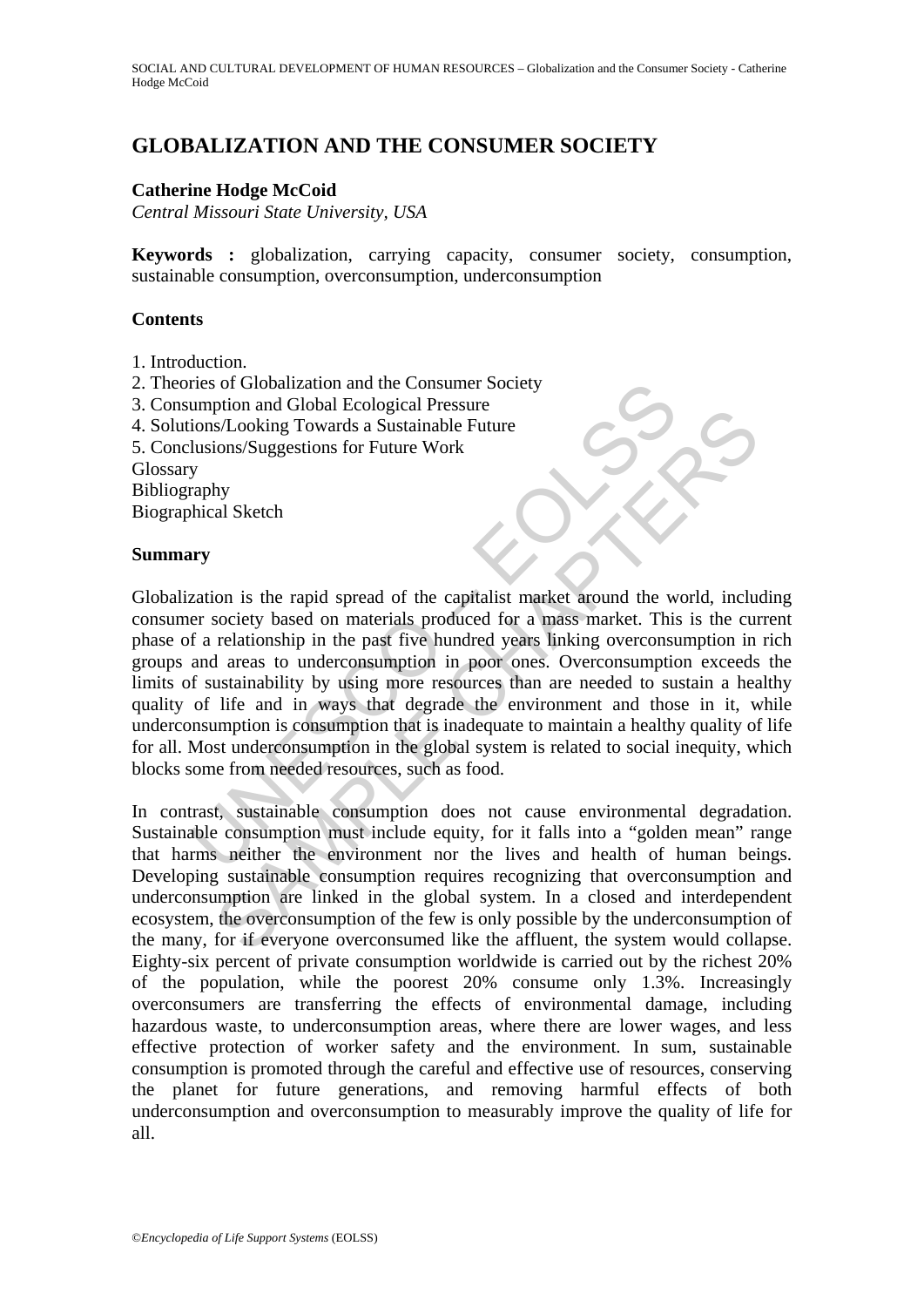# GLOBALIZATION AND THE CONSUMER SOCIETY

**Catherine Hodge McCoid**

*Central Missouri State University, USA*

**Keywords :** globalization, carrying capacity, consumer society, consumption, sustainable consumption, overconsumption, underconsumption

**Contents**

1. Introduction.
2. Theories of Globalization and the Consumer Society
3. Consumption and Global Ecological Pressure
4. Solutions/Looking Towards a Sustainable Future
5. Conclusions/Suggestions for Future Work

Glossary
Bibliography
Biographical Sketch

**Summary**

Globalization is the rapid spread of the capitalist market around the world, including consumer society based on materials produced for a mass market. This is the current phase of a relationship in the past five hundred years linking overconsumption in rich groups and areas to underconsumption in poor ones. Overconsumption exceeds the limits of sustainability by using more resources than are needed to sustain a healthy quality of life and in ways that degrade the environment and those in it, while underconsumption is consumption that is inadequate to maintain a healthy quality of life for all. Most underconsumption in the global system is related to social inequity, which blocks some from needed resources, such as food.

In contrast, sustainable consumption does not cause environmental degradation. Sustainable consumption must include equity, for it falls into a "golden mean" range that harms neither the environment nor the lives and health of human beings. Developing sustainable consumption requires recognizing that overconsumption and underconsumption are linked in the global system. In a closed and interdependent ecosystem, the overconsumption of the few is only possible by the underconsumption of the many, for if everyone overconsumed like the affluent, the system would collapse. Eighty-six percent of private consumption worldwide is carried out by the richest 20% of the population, while the poorest 20% consume only 1.3%. Increasingly overconsumers are transferring the effects of environmental damage, including hazardous waste, to underconsumption areas, where there are lower wages, and less effective protection of worker safety and the environment. In sum, sustainable consumption is promoted through the careful and effective use of resources, conserving the planet for future generations, and removing harmful effects of both underconsumption and overconsumption to measurably improve the quality of life for all.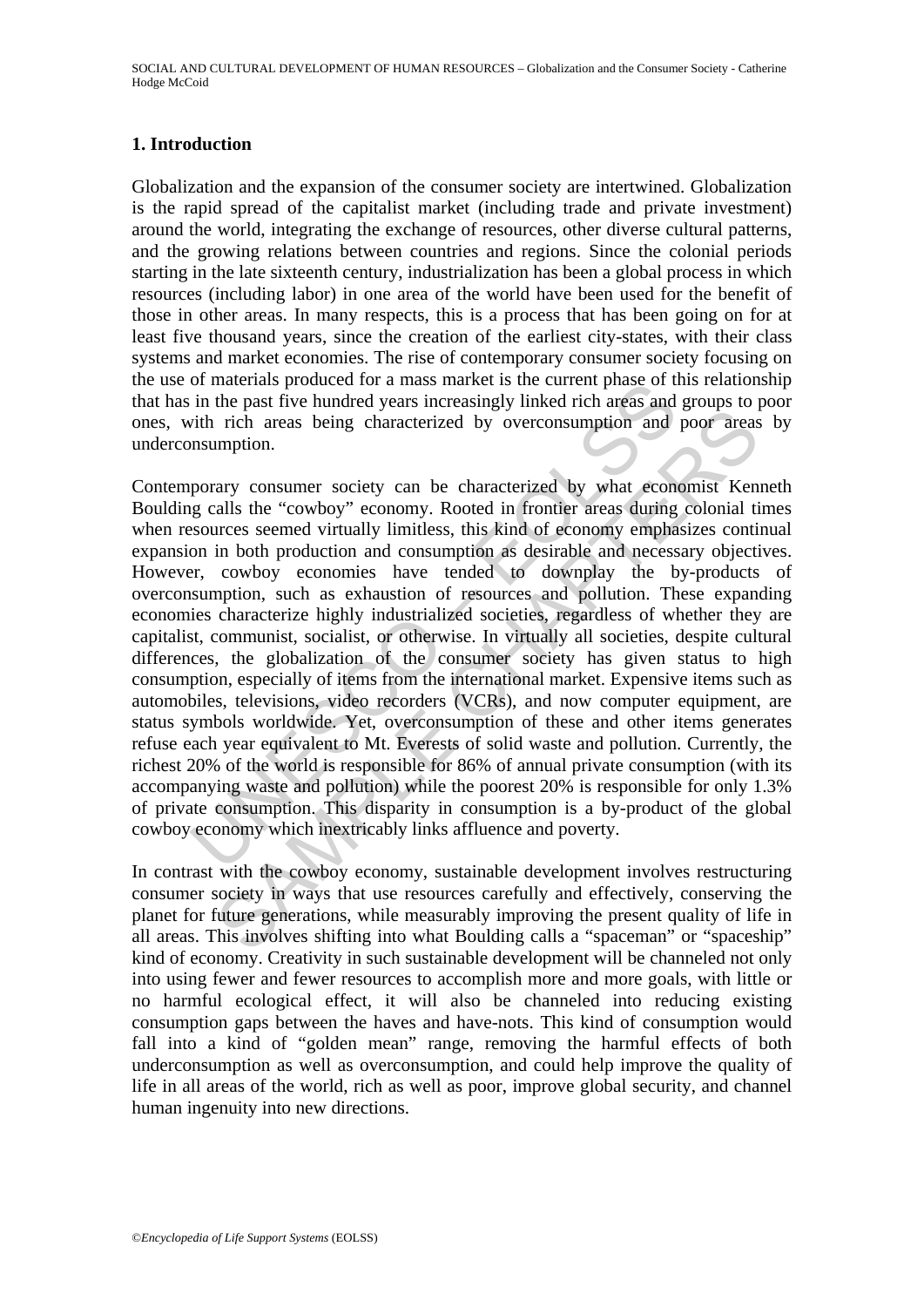## 1. Introduction

Globalization and the expansion of the consumer society are intertwined. Globalization is the rapid spread of the capitalist market (including trade and private investment) around the world, integrating the exchange of resources, other diverse cultural patterns, and the growing relations between countries and regions. Since the colonial periods starting in the late sixteenth century, industrialization has been a global process in which resources (including labor) in one area of the world have been used for the benefit of those in other areas. In many respects, this is a process that has been going on for at least five thousand years, since the creation of the earliest city-states, with their class systems and market economies. The rise of contemporary consumer society focusing on the use of materials produced for a mass market is the current phase of this relationship that has in the past five hundred years increasingly linked rich areas and groups to poor ones, with rich areas being characterized by overconsumption and poor areas by underconsumption.

Contemporary consumer society can be characterized by what economist Kenneth Boulding calls the "cowboy" economy. Rooted in frontier areas during colonial times when resources seemed virtually limitless, this kind of economy emphasizes continual expansion in both production and consumption as desirable and necessary objectives. However, cowboy economies have tended to downplay the by-products of overconsumption, such as exhaustion of resources and pollution. These expanding economies characterize highly industrialized societies, regardless of whether they are capitalist, communist, socialist, or otherwise. In virtually all societies, despite cultural differences, the globalization of the consumer society has given status to high consumption, especially of items from the international market. Expensive items such as automobiles, televisions, video recorders (VCRs), and now computer equipment, are status symbols worldwide. Yet, overconsumption of these and other items generates refuse each year equivalent to Mt. Everests of solid waste and pollution. Currently, the richest 20% of the world is responsible for 86% of annual private consumption (with its accompanying waste and pollution) while the poorest 20% is responsible for only 1.3% of private consumption. This disparity in consumption is a by-product of the global cowboy economy which inextricably links affluence and poverty.

In contrast with the cowboy economy, sustainable development involves restructuring consumer society in ways that use resources carefully and effectively, conserving the planet for future generations, while measurably improving the present quality of life in all areas. This involves shifting into what Boulding calls a "spaceman" or "spaceship" kind of economy. Creativity in such sustainable development will be channeled not only into using fewer and fewer resources to accomplish more and more goals, with little or no harmful ecological effect, it will also be channeled into reducing existing consumption gaps between the haves and have-nots. This kind of consumption would fall into a kind of "golden mean" range, removing the harmful effects of both underconsumption as well as overconsumption, and could help improve the quality of life in all areas of the world, rich as well as poor, improve global security, and channel human ingenuity into new directions.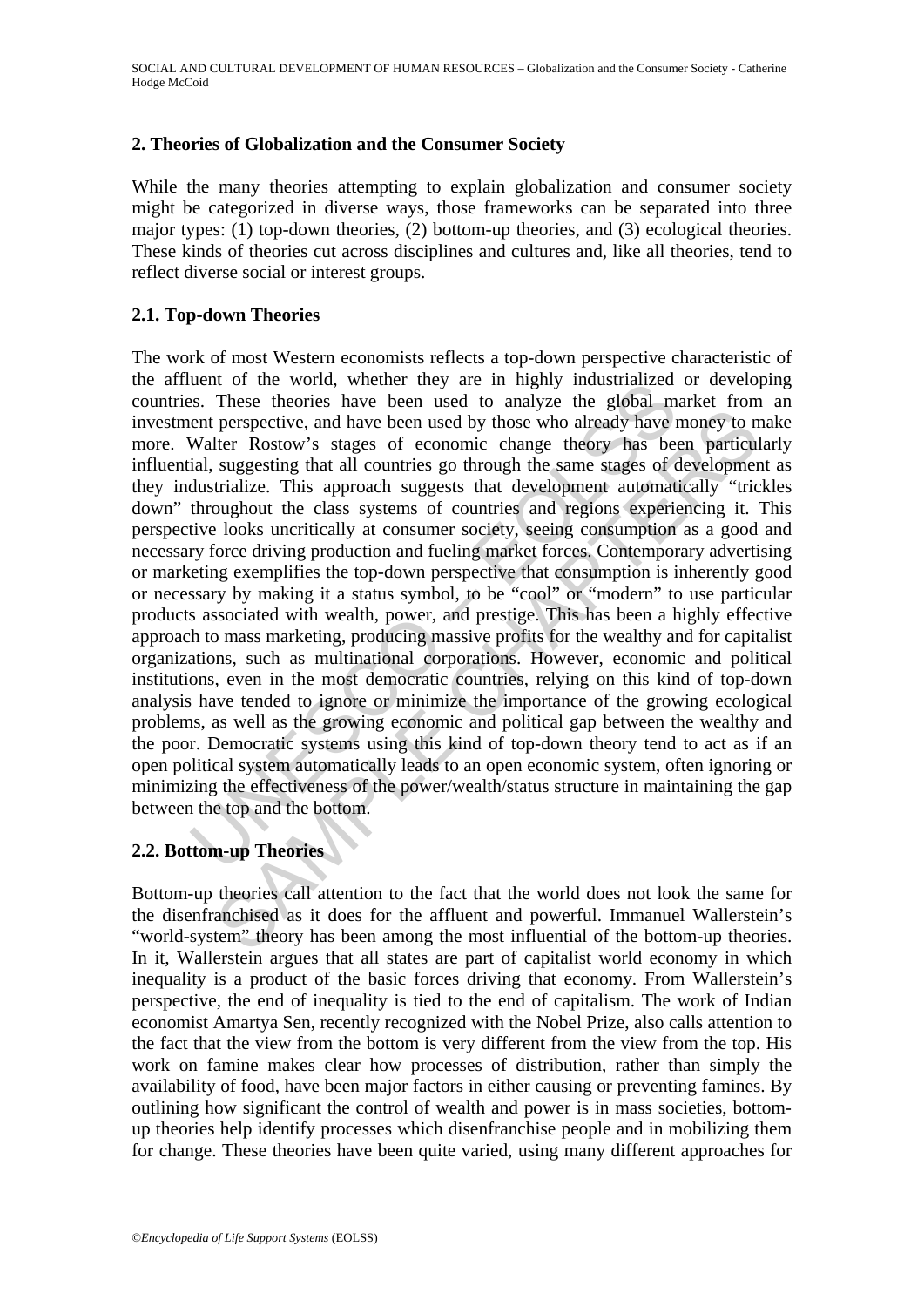## 2. Theories of Globalization and the Consumer Society

While the many theories attempting to explain globalization and consumer society might be categorized in diverse ways, those frameworks can be separated into three major types: (1) top-down theories, (2) bottom-up theories, and (3) ecological theories. These kinds of theories cut across disciplines and cultures and, like all theories, tend to reflect diverse social or interest groups.

### 2.1. Top-down Theories

The work of most Western economists reflects a top-down perspective characteristic of the affluent of the world, whether they are in highly industrialized or developing countries. These theories have been used to analyze the global market from an investment perspective, and have been used by those who already have money to make more. Walter Rostow's stages of economic change theory has been particularly influential, suggesting that all countries go through the same stages of development as they industrialize. This approach suggests that development automatically "trickles down" throughout the class systems of countries and regions experiencing it. This perspective looks uncritically at consumer society, seeing consumption as a good and necessary force driving production and fueling market forces. Contemporary advertising or marketing exemplifies the top-down perspective that consumption is inherently good or necessary by making it a status symbol, to be "cool" or "modern" to use particular products associated with wealth, power, and prestige. This has been a highly effective approach to mass marketing, producing massive profits for the wealthy and for capitalist organizations, such as multinational corporations. However, economic and political institutions, even in the most democratic countries, relying on this kind of top-down analysis have tended to ignore or minimize the importance of the growing ecological problems, as well as the growing economic and political gap between the wealthy and the poor. Democratic systems using this kind of top-down theory tend to act as if an open political system automatically leads to an open economic system, often ignoring or minimizing the effectiveness of the power/wealth/status structure in maintaining the gap between the top and the bottom.

### 2.2. Bottom-up Theories

Bottom-up theories call attention to the fact that the world does not look the same for the disenfranchised as it does for the affluent and powerful. Immanuel Wallerstein's "world-system" theory has been among the most influential of the bottom-up theories. In it, Wallerstein argues that all states are part of capitalist world economy in which inequality is a product of the basic forces driving that economy. From Wallerstein's perspective, the end of inequality is tied to the end of capitalism. The work of Indian economist Amartya Sen, recently recognized with the Nobel Prize, also calls attention to the fact that the view from the bottom is very different from the view from the top. His work on famine makes clear how processes of distribution, rather than simply the availability of food, have been major factors in either causing or preventing famines. By outlining how significant the control of wealth and power is in mass societies, bottom-up theories help identify processes which disenfranchise people and in mobilizing them for change. These theories have been quite varied, using many different approaches for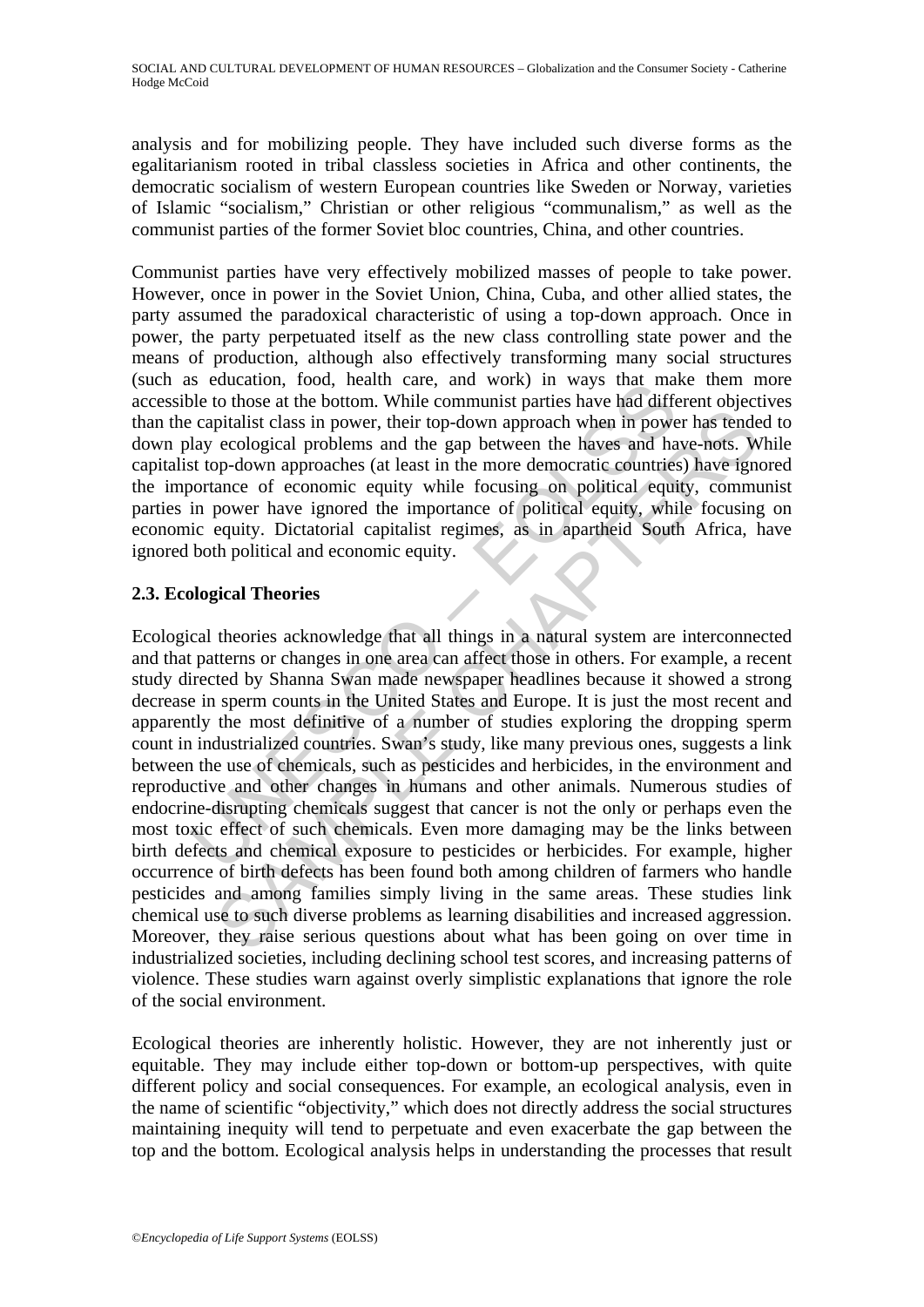analysis and for mobilizing people. They have included such diverse forms as the egalitarianism rooted in tribal classless societies in Africa and other continents, the democratic socialism of western European countries like Sweden or Norway, varieties of Islamic "socialism," Christian or other religious "communalism," as well as the communist parties of the former Soviet bloc countries, China, and other countries.

Communist parties have very effectively mobilized masses of people to take power. However, once in power in the Soviet Union, China, Cuba, and other allied states, the party assumed the paradoxical characteristic of using a top-down approach. Once in power, the party perpetuated itself as the new class controlling state power and the means of production, although also effectively transforming many social structures (such as education, food, health care, and work) in ways that make them more accessible to those at the bottom. While communist parties have had different objectives than the capitalist class in power, their top-down approach when in power has tended to down play ecological problems and the gap between the haves and have-nots. While capitalist top-down approaches (at least in the more democratic countries) have ignored the importance of economic equity while focusing on political equity, communist parties in power have ignored the importance of political equity, while focusing on economic equity. Dictatorial capitalist regimes, as in apartheid South Africa, have ignored both political and economic equity.

## 2.3. Ecological Theories

Ecological theories acknowledge that all things in a natural system are interconnected and that patterns or changes in one area can affect those in others. For example, a recent study directed by Shanna Swan made newspaper headlines because it showed a strong decrease in sperm counts in the United States and Europe. It is just the most recent and apparently the most definitive of a number of studies exploring the dropping sperm count in industrialized countries. Swan's study, like many previous ones, suggests a link between the use of chemicals, such as pesticides and herbicides, in the environment and reproductive and other changes in humans and other animals. Numerous studies of endocrine-disrupting chemicals suggest that cancer is not the only or perhaps even the most toxic effect of such chemicals. Even more damaging may be the links between birth defects and chemical exposure to pesticides or herbicides. For example, higher occurrence of birth defects has been found both among children of farmers who handle pesticides and among families simply living in the same areas. These studies link chemical use to such diverse problems as learning disabilities and increased aggression. Moreover, they raise serious questions about what has been going on over time in industrialized societies, including declining school test scores, and increasing patterns of violence. These studies warn against overly simplistic explanations that ignore the role of the social environment.

Ecological theories are inherently holistic. However, they are not inherently just or equitable. They may include either top-down or bottom-up perspectives, with quite different policy and social consequences. For example, an ecological analysis, even in the name of scientific "objectivity," which does not directly address the social structures maintaining inequity will tend to perpetuate and even exacerbate the gap between the top and the bottom. Ecological analysis helps in understanding the processes that result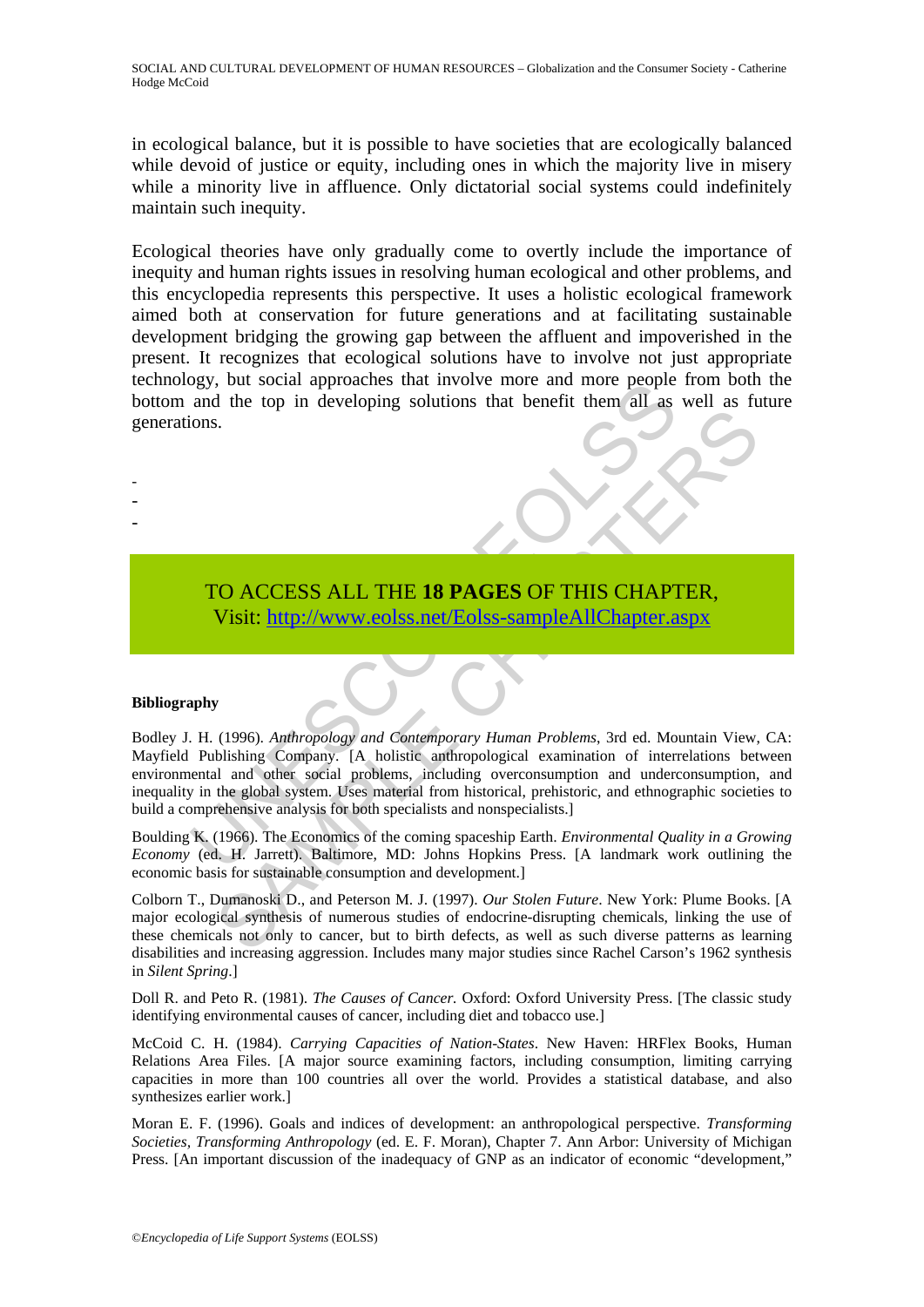in ecological balance, but it is possible to have societies that are ecologically balanced while devoid of justice or equity, including ones in which the majority live in misery while a minority live in affluence. Only dictatorial social systems could indefinitely maintain such inequity.

Ecological theories have only gradually come to overtly include the importance of inequity and human rights issues in resolving human ecological and other problems, and this encyclopedia represents this perspective. It uses a holistic ecological framework aimed both at conservation for future generations and at facilitating sustainable development bridging the growing gap between the affluent and impoverished in the present. It recognizes that ecological solutions have to involve not just appropriate technology, but social approaches that involve more and more people from both the bottom and the top in developing solutions that benefit them all as well as future generations.

-
-
-

TO ACCESS ALL THE **18 PAGES** OF THIS CHAPTER,
Visit: http://www.eolss.net/Eolss-sampleAllChapter.aspx

**Bibliography**

Bodley J. H. (1996). *Anthropology and Contemporary Human Problems*, 3rd ed. Mountain View, CA: Mayfield Publishing Company. [A holistic anthropological examination of interrelations between environmental and other social problems, including overconsumption and underconsumption, and inequality in the global system. Uses material from historical, prehistoric, and ethnographic societies to build a comprehensive analysis for both specialists and nonspecialists.]

Boulding K. (1966). The Economics of the coming spaceship Earth. *Environmental Quality in a Growing Economy* (ed. H. Jarrett). Baltimore, MD: Johns Hopkins Press. [A landmark work outlining the economic basis for sustainable consumption and development.]

Colborn T., Dumanoski D., and Peterson M. J. (1997). *Our Stolen Future*. New York: Plume Books. [A major ecological synthesis of numerous studies of endocrine-disrupting chemicals, linking the use of these chemicals not only to cancer, but to birth defects, as well as such diverse patterns as learning disabilities and increasing aggression. Includes many major studies since Rachel Carson's 1962 synthesis in *Silent Spring*.]

Doll R. and Peto R. (1981). *The Causes of Cancer.* Oxford: Oxford University Press. [The classic study identifying environmental causes of cancer, including diet and tobacco use.]

McCoid C. H. (1984). *Carrying Capacities of Nation-States*. New Haven: HRFlex Books, Human Relations Area Files. [A major source examining factors, including consumption, limiting carrying capacities in more than 100 countries all over the world. Provides a statistical database, and also synthesizes earlier work.]

Moran E. F. (1996). Goals and indices of development: an anthropological perspective. *Transforming Societies, Transforming Anthropology* (ed. E. F. Moran), Chapter 7. Ann Arbor: University of Michigan Press. [An important discussion of the inadequacy of GNP as an indicator of economic "development,"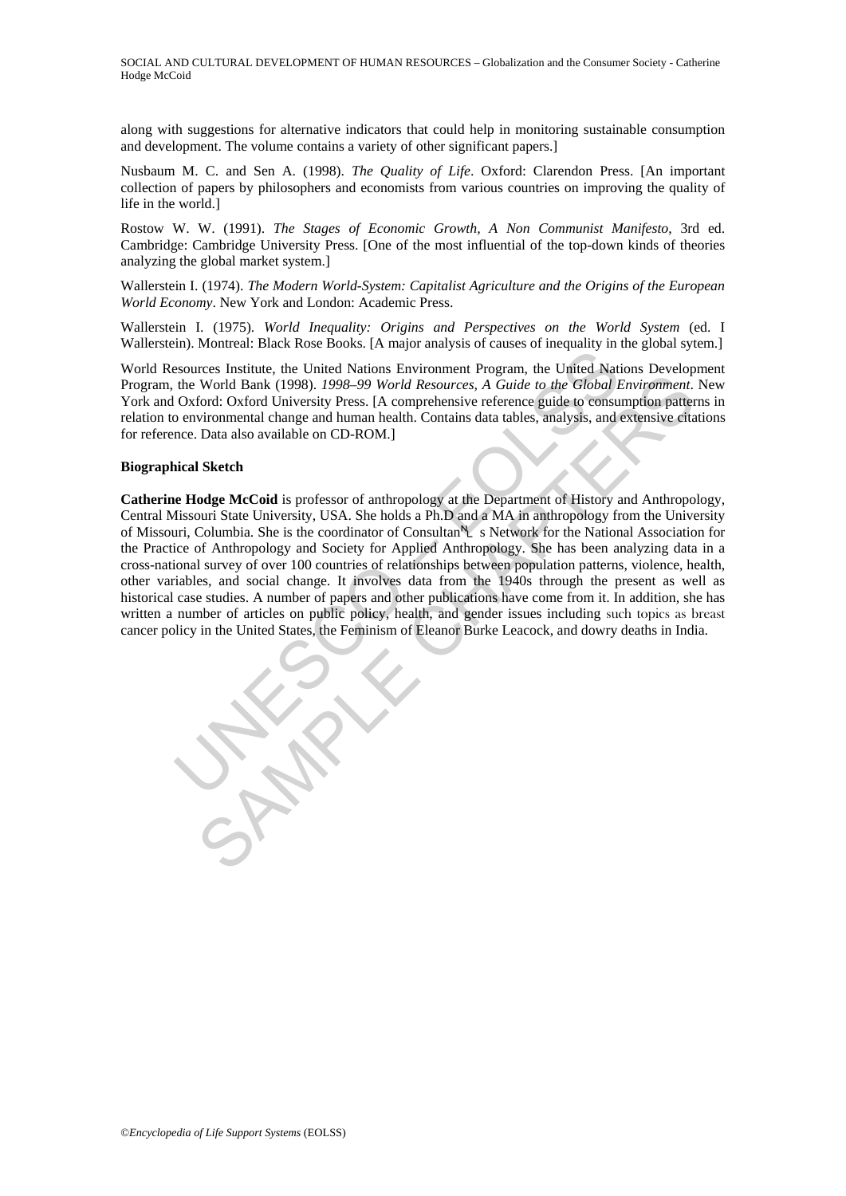along with suggestions for alternative indicators that could help in monitoring sustainable consumption and development. The volume contains a variety of other significant papers.]

Nusbaum M. C. and Sen A. (1998). *The Quality of Life*. Oxford: Clarendon Press. [An important collection of papers by philosophers and economists from various countries on improving the quality of life in the world.]

Rostow W. W. (1991). *The Stages of Economic Growth, A Non Communist Manifesto*, 3rd ed. Cambridge: Cambridge University Press. [One of the most influential of the top-down kinds of theories analyzing the global market system.]

Wallerstein I. (1974). *The Modern World-System: Capitalist Agriculture and the Origins of the European World Economy*. New York and London: Academic Press.

Wallerstein I. (1975). *World Inequality: Origins and Perspectives on the World System* (ed. I Wallerstein). Montreal: Black Rose Books. [A major analysis of causes of inequality in the global sytem.]

World Resources Institute, the United Nations Environment Program, the United Nations Development Program, the World Bank (1998). *1998–99 World Resources, A Guide to the Global Environment*. New York and Oxford: Oxford University Press. [A comprehensive reference guide to consumption patterns in relation to environmental change and human health. Contains data tables, analysis, and extensive citations for reference. Data also available on CD-ROM.]

**Biographical Sketch**

**Catherine Hodge McCoid** is professor of anthropology at the Department of History and Anthropology, Central Missouri State University, USA. She holds a Ph.D and a MA in anthropology from the University of Missouri, Columbia. She is the coordinator of Consultant's Network for the National Association for the Practice of Anthropology and Society for Applied Anthropology. She has been analyzing data in a cross-national survey of over 100 countries of relationships between population patterns, violence, health, other variables, and social change. It involves data from the 1940s through the present as well as historical case studies. A number of papers and other publications have come from it. In addition, she has written a number of articles on public policy, health, and gender issues including such topics as breast cancer policy in the United States, the Feminism of Eleanor Burke Leacock, and dowry deaths in India.